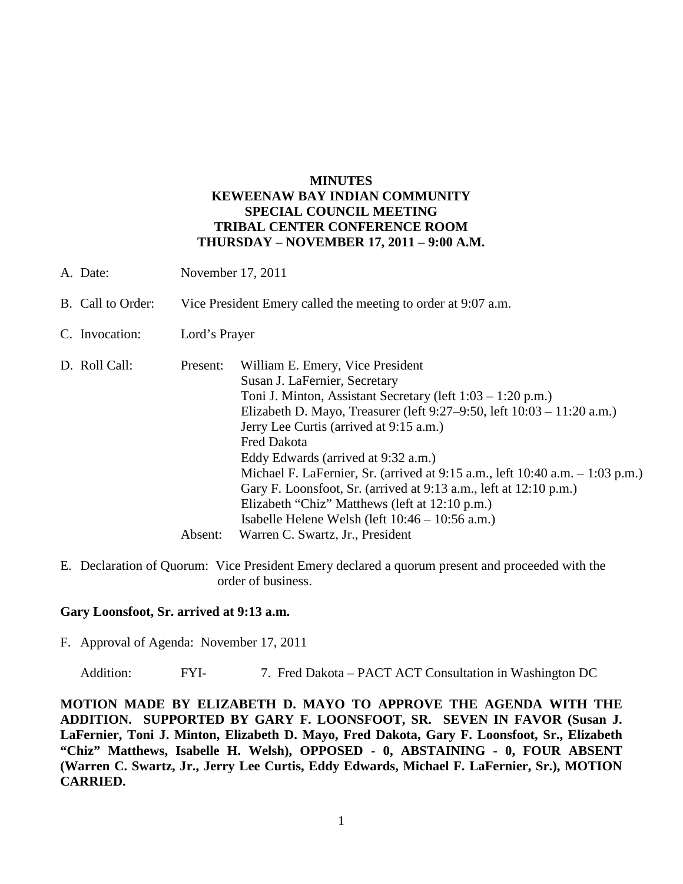# MINUTES
# KEWEENAW BAY INDIAN COMMUNITY
# SPECIAL COUNCIL MEETING
# TRIBAL CENTER CONFERENCE ROOM
# THURSDAY – NOVEMBER 17, 2011 – 9:00 A.M.

A. Date: November 17, 2011

B. Call to Order: Vice President Emery called the meeting to order at 9:07 a.m.

C. Invocation: Lord's Prayer

D. Roll Call:

Present:
- William E. Emery, Vice President
- Susan J. LaFernier, Secretary
- Toni J. Minton, Assistant Secretary (left 1:03 – 1:20 p.m.)
- Elizabeth D. Mayo, Treasurer (left 9:27–9:50, left 10:03 – 11:20 a.m.)
- Jerry Lee Curtis (arrived at 9:15 a.m.)
- Fred Dakota
- Eddy Edwards (arrived at 9:32 a.m.)
- Michael F. LaFernier, Sr. (arrived at 9:15 a.m., left 10:40 a.m. – 1:03 p.m.)
- Gary F. Loonsfoot, Sr. (arrived at 9:13 a.m., left at 12:10 p.m.)
- Elizabeth "Chiz" Matthews (left at 12:10 p.m.)
- Isabelle Helene Welsh (left 10:46 – 10:56 a.m.)

Absent: Warren C. Swartz, Jr., President

E. Declaration of Quorum: Vice President Emery declared a quorum present and proceeded with the order of business.

**Gary Loonsfoot, Sr. arrived at 9:13 a.m.**

F. Approval of Agenda: November 17, 2011

Addition: FYI- 7. Fred Dakota – PACT ACT Consultation in Washington DC

**MOTION MADE BY ELIZABETH D. MAYO TO APPROVE THE AGENDA WITH THE ADDITION. SUPPORTED BY GARY F. LOONSFOOT, SR. SEVEN IN FAVOR (Susan J. LaFernier, Toni J. Minton, Elizabeth D. Mayo, Fred Dakota, Gary F. Loonsfoot, Sr., Elizabeth "Chiz" Matthews, Isabelle H. Welsh), OPPOSED - 0, ABSTAINING - 0, FOUR ABSENT (Warren C. Swartz, Jr., Jerry Lee Curtis, Eddy Edwards, Michael F. LaFernier, Sr.), MOTION CARRIED.**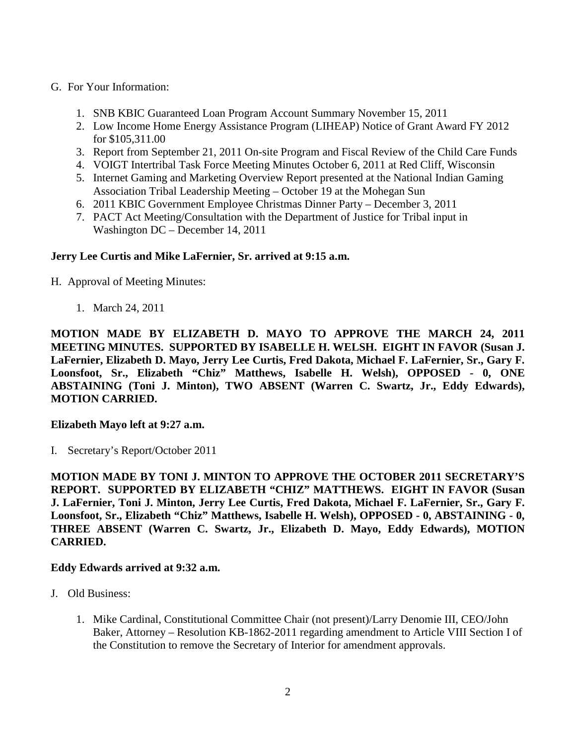G. For Your Information:

1. SNB KBIC Guaranteed Loan Program Account Summary November 15, 2011
2. Low Income Home Energy Assistance Program (LIHEAP) Notice of Grant Award FY 2012 for $105,311.00
3. Report from September 21, 2011 On-site Program and Fiscal Review of the Child Care Funds
4. VOIGT Intertribal Task Force Meeting Minutes October 6, 2011 at Red Cliff, Wisconsin
5. Internet Gaming and Marketing Overview Report presented at the National Indian Gaming Association Tribal Leadership Meeting – October 19 at the Mohegan Sun
6. 2011 KBIC Government Employee Christmas Dinner Party – December 3, 2011
7. PACT Act Meeting/Consultation with the Department of Justice for Tribal input in Washington DC – December 14, 2011

**Jerry Lee Curtis and Mike LaFernier, Sr. arrived at 9:15 a.m.**

H. Approval of Meeting Minutes:

1. March 24, 2011

**MOTION MADE BY ELIZABETH D. MAYO TO APPROVE THE MARCH 24, 2011 MEETING MINUTES. SUPPORTED BY ISABELLE H. WELSH. EIGHT IN FAVOR (Susan J. LaFernier, Elizabeth D. Mayo, Jerry Lee Curtis, Fred Dakota, Michael F. LaFernier, Sr., Gary F. Loonsfoot, Sr., Elizabeth "Chiz" Matthews, Isabelle H. Welsh), OPPOSED - 0, ONE ABSTAINING (Toni J. Minton), TWO ABSENT (Warren C. Swartz, Jr., Eddy Edwards), MOTION CARRIED.**

**Elizabeth Mayo left at 9:27 a.m.**

I. Secretary's Report/October 2011

**MOTION MADE BY TONI J. MINTON TO APPROVE THE OCTOBER 2011 SECRETARY'S REPORT. SUPPORTED BY ELIZABETH "CHIZ" MATTHEWS. EIGHT IN FAVOR (Susan J. LaFernier, Toni J. Minton, Jerry Lee Curtis, Fred Dakota, Michael F. LaFernier, Sr., Gary F. Loonsfoot, Sr., Elizabeth "Chiz" Matthews, Isabelle H. Welsh), OPPOSED - 0, ABSTAINING - 0, THREE ABSENT (Warren C. Swartz, Jr., Elizabeth D. Mayo, Eddy Edwards), MOTION CARRIED.**

**Eddy Edwards arrived at 9:32 a.m.**

J. Old Business:

1. Mike Cardinal, Constitutional Committee Chair (not present)/Larry Denomie III, CEO/John Baker, Attorney – Resolution KB-1862-2011 regarding amendment to Article VIII Section I of the Constitution to remove the Secretary of Interior for amendment approvals.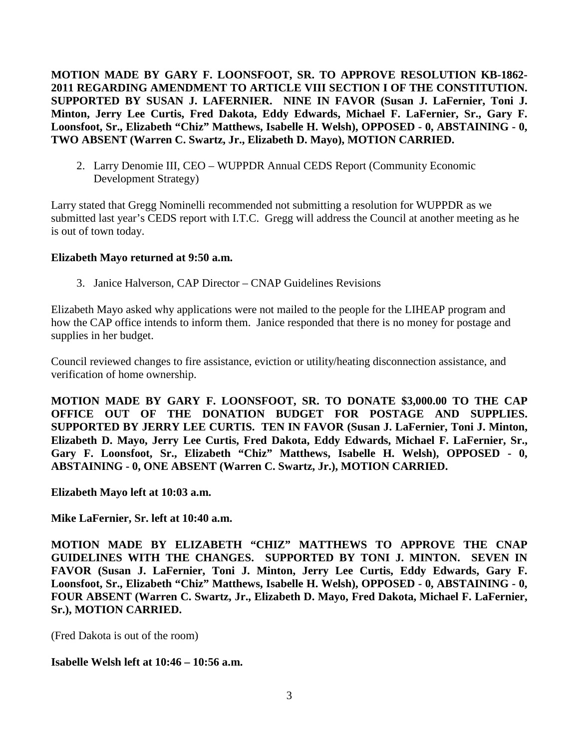**MOTION MADE BY GARY F. LOONSFOOT, SR. TO APPROVE RESOLUTION KB-1862-2011 REGARDING AMENDMENT TO ARTICLE VIII SECTION I OF THE CONSTITUTION. SUPPORTED BY SUSAN J. LAFERNIER. NINE IN FAVOR (Susan J. LaFernier, Toni J. Minton, Jerry Lee Curtis, Fred Dakota, Eddy Edwards, Michael F. LaFernier, Sr., Gary F. Loonsfoot, Sr., Elizabeth "Chiz" Matthews, Isabelle H. Welsh), OPPOSED - 0, ABSTAINING - 0, TWO ABSENT (Warren C. Swartz, Jr., Elizabeth D. Mayo), MOTION CARRIED.**

2. Larry Denomie III, CEO – WUPPDR Annual CEDS Report (Community Economic Development Strategy)

Larry stated that Gregg Nominelli recommended not submitting a resolution for WUPPDR as we submitted last year's CEDS report with I.T.C. Gregg will address the Council at another meeting as he is out of town today.

**Elizabeth Mayo returned at 9:50 a.m.**

3. Janice Halverson, CAP Director – CNAP Guidelines Revisions

Elizabeth Mayo asked why applications were not mailed to the people for the LIHEAP program and how the CAP office intends to inform them. Janice responded that there is no money for postage and supplies in her budget.

Council reviewed changes to fire assistance, eviction or utility/heating disconnection assistance, and verification of home ownership.

**MOTION MADE BY GARY F. LOONSFOOT, SR. TO DONATE $3,000.00 TO THE CAP OFFICE OUT OF THE DONATION BUDGET FOR POSTAGE AND SUPPLIES. SUPPORTED BY JERRY LEE CURTIS. TEN IN FAVOR (Susan J. LaFernier, Toni J. Minton, Elizabeth D. Mayo, Jerry Lee Curtis, Fred Dakota, Eddy Edwards, Michael F. LaFernier, Sr., Gary F. Loonsfoot, Sr., Elizabeth "Chiz" Matthews, Isabelle H. Welsh), OPPOSED - 0, ABSTAINING - 0, ONE ABSENT (Warren C. Swartz, Jr.), MOTION CARRIED.**

**Elizabeth Mayo left at 10:03 a.m.**

**Mike LaFernier, Sr. left at 10:40 a.m.**

**MOTION MADE BY ELIZABETH "CHIZ" MATTHEWS TO APPROVE THE CNAP GUIDELINES WITH THE CHANGES. SUPPORTED BY TONI J. MINTON. SEVEN IN FAVOR (Susan J. LaFernier, Toni J. Minton, Jerry Lee Curtis, Eddy Edwards, Gary F. Loonsfoot, Sr., Elizabeth "Chiz" Matthews, Isabelle H. Welsh), OPPOSED - 0, ABSTAINING - 0, FOUR ABSENT (Warren C. Swartz, Jr., Elizabeth D. Mayo, Fred Dakota, Michael F. LaFernier, Sr.), MOTION CARRIED.**

(Fred Dakota is out of the room)

**Isabelle Welsh left at 10:46 – 10:56 a.m.**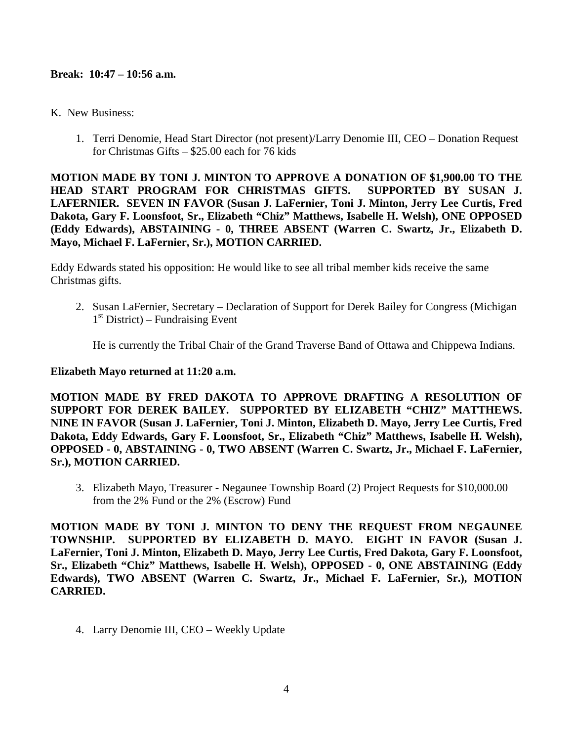**Break: 10:47 – 10:56 a.m.**

K. New Business:

1. Terri Denomie, Head Start Director (not present)/Larry Denomie III, CEO – Donation Request for Christmas Gifts – $25.00 each for 76 kids

**MOTION MADE BY TONI J. MINTON TO APPROVE A DONATION OF $1,900.00 TO THE HEAD START PROGRAM FOR CHRISTMAS GIFTS. SUPPORTED BY SUSAN J. LAFERNIER. SEVEN IN FAVOR (Susan J. LaFernier, Toni J. Minton, Jerry Lee Curtis, Fred Dakota, Gary F. Loonsfoot, Sr., Elizabeth "Chiz" Matthews, Isabelle H. Welsh), ONE OPPOSED (Eddy Edwards), ABSTAINING - 0, THREE ABSENT (Warren C. Swartz, Jr., Elizabeth D. Mayo, Michael F. LaFernier, Sr.), MOTION CARRIED.**

Eddy Edwards stated his opposition: He would like to see all tribal member kids receive the same Christmas gifts.

2. Susan LaFernier, Secretary – Declaration of Support for Derek Bailey for Congress (Michigan 1st District) – Fundraising Event

   He is currently the Tribal Chair of the Grand Traverse Band of Ottawa and Chippewa Indians.

**Elizabeth Mayo returned at 11:20 a.m.**

**MOTION MADE BY FRED DAKOTA TO APPROVE DRAFTING A RESOLUTION OF SUPPORT FOR DEREK BAILEY. SUPPORTED BY ELIZABETH "CHIZ" MATTHEWS. NINE IN FAVOR (Susan J. LaFernier, Toni J. Minton, Elizabeth D. Mayo, Jerry Lee Curtis, Fred Dakota, Eddy Edwards, Gary F. Loonsfoot, Sr., Elizabeth "Chiz" Matthews, Isabelle H. Welsh), OPPOSED - 0, ABSTAINING - 0, TWO ABSENT (Warren C. Swartz, Jr., Michael F. LaFernier, Sr.), MOTION CARRIED.**

3. Elizabeth Mayo, Treasurer - Negaunee Township Board (2) Project Requests for $10,000.00 from the 2% Fund or the 2% (Escrow) Fund

**MOTION MADE BY TONI J. MINTON TO DENY THE REQUEST FROM NEGAUNEE TOWNSHIP. SUPPORTED BY ELIZABETH D. MAYO. EIGHT IN FAVOR (Susan J. LaFernier, Toni J. Minton, Elizabeth D. Mayo, Jerry Lee Curtis, Fred Dakota, Gary F. Loonsfoot, Sr., Elizabeth "Chiz" Matthews, Isabelle H. Welsh), OPPOSED - 0, ONE ABSTAINING (Eddy Edwards), TWO ABSENT (Warren C. Swartz, Jr., Michael F. LaFernier, Sr.), MOTION CARRIED.**

4. Larry Denomie III, CEO – Weekly Update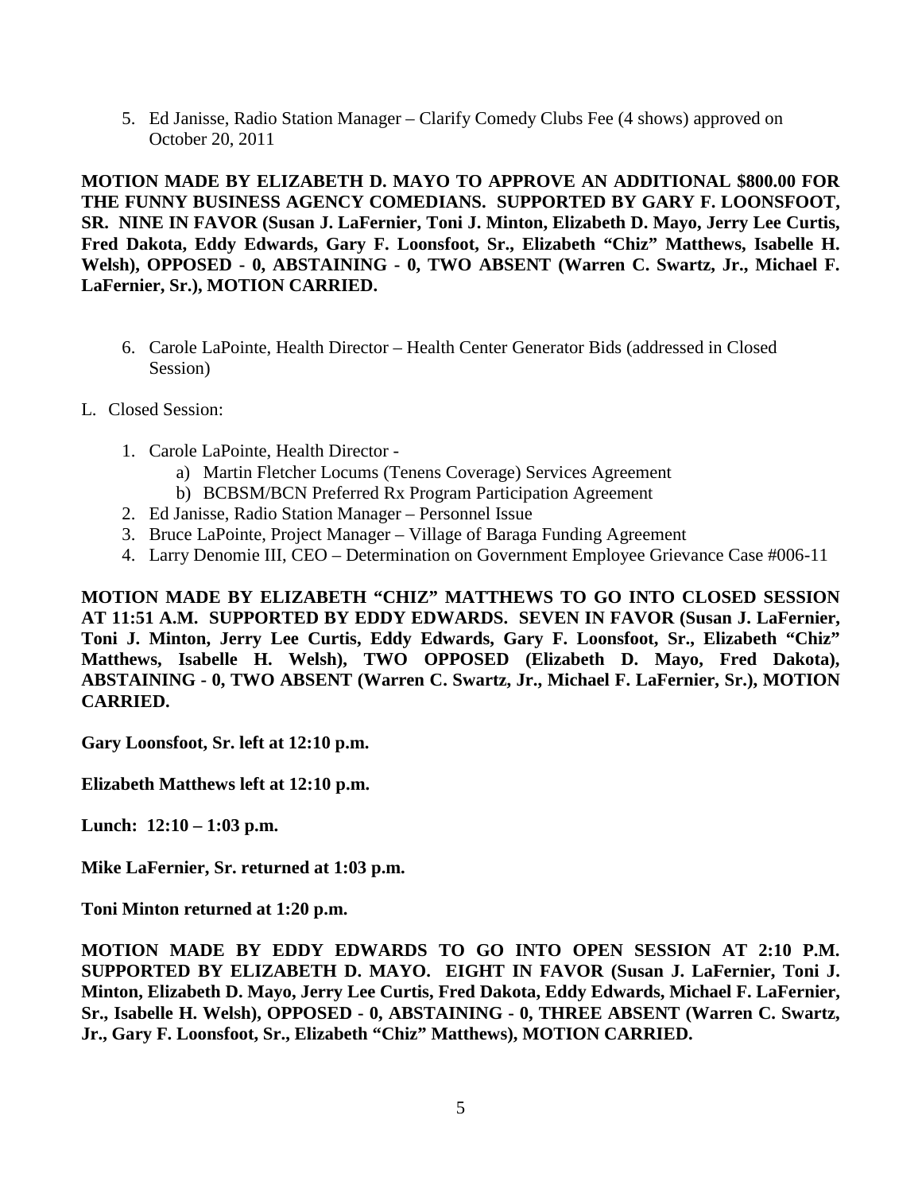5. Ed Janisse, Radio Station Manager – Clarify Comedy Clubs Fee (4 shows) approved on October 20, 2011

**MOTION MADE BY ELIZABETH D. MAYO TO APPROVE AN ADDITIONAL $800.00 FOR THE FUNNY BUSINESS AGENCY COMEDIANS. SUPPORTED BY GARY F. LOONSFOOT, SR. NINE IN FAVOR (Susan J. LaFernier, Toni J. Minton, Elizabeth D. Mayo, Jerry Lee Curtis, Fred Dakota, Eddy Edwards, Gary F. Loonsfoot, Sr., Elizabeth "Chiz" Matthews, Isabelle H. Welsh), OPPOSED - 0, ABSTAINING - 0, TWO ABSENT (Warren C. Swartz, Jr., Michael F. LaFernier, Sr.), MOTION CARRIED.**

6. Carole LaPointe, Health Director – Health Center Generator Bids (addressed in Closed Session)

L. Closed Session:

1. Carole LaPointe, Health Director -
   a) Martin Fletcher Locums (Tenens Coverage) Services Agreement
   b) BCBSM/BCN Preferred Rx Program Participation Agreement
2. Ed Janisse, Radio Station Manager – Personnel Issue
3. Bruce LaPointe, Project Manager – Village of Baraga Funding Agreement
4. Larry Denomie III, CEO – Determination on Government Employee Grievance Case #006-11

**MOTION MADE BY ELIZABETH "CHIZ" MATTHEWS TO GO INTO CLOSED SESSION AT 11:51 A.M. SUPPORTED BY EDDY EDWARDS. SEVEN IN FAVOR (Susan J. LaFernier, Toni J. Minton, Jerry Lee Curtis, Eddy Edwards, Gary F. Loonsfoot, Sr., Elizabeth "Chiz" Matthews, Isabelle H. Welsh), TWO OPPOSED (Elizabeth D. Mayo, Fred Dakota), ABSTAINING - 0, TWO ABSENT (Warren C. Swartz, Jr., Michael F. LaFernier, Sr.), MOTION CARRIED.**

**Gary Loonsfoot, Sr. left at 12:10 p.m.**

**Elizabeth Matthews left at 12:10 p.m.**

**Lunch: 12:10 – 1:03 p.m.**

**Mike LaFernier, Sr. returned at 1:03 p.m.**

**Toni Minton returned at 1:20 p.m.**

**MOTION MADE BY EDDY EDWARDS TO GO INTO OPEN SESSION AT 2:10 P.M. SUPPORTED BY ELIZABETH D. MAYO. EIGHT IN FAVOR (Susan J. LaFernier, Toni J. Minton, Elizabeth D. Mayo, Jerry Lee Curtis, Fred Dakota, Eddy Edwards, Michael F. LaFernier, Sr., Isabelle H. Welsh), OPPOSED - 0, ABSTAINING - 0, THREE ABSENT (Warren C. Swartz, Jr., Gary F. Loonsfoot, Sr., Elizabeth "Chiz" Matthews), MOTION CARRIED.**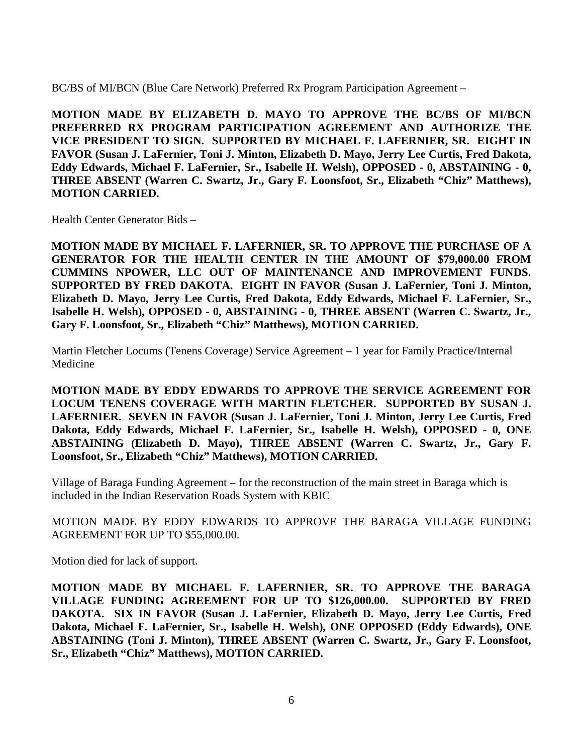BC/BS of MI/BCN (Blue Care Network) Preferred Rx Program Participation Agreement –

**MOTION MADE BY ELIZABETH D. MAYO TO APPROVE THE BC/BS OF MI/BCN PREFERRED RX PROGRAM PARTICIPATION AGREEMENT AND AUTHORIZE THE VICE PRESIDENT TO SIGN. SUPPORTED BY MICHAEL F. LAFERNIER, SR. EIGHT IN FAVOR (Susan J. LaFernier, Toni J. Minton, Elizabeth D. Mayo, Jerry Lee Curtis, Fred Dakota, Eddy Edwards, Michael F. LaFernier, Sr., Isabelle H. Welsh), OPPOSED - 0, ABSTAINING - 0, THREE ABSENT (Warren C. Swartz, Jr., Gary F. Loonsfoot, Sr., Elizabeth "Chiz" Matthews), MOTION CARRIED.**

Health Center Generator Bids –

**MOTION MADE BY MICHAEL F. LAFERNIER, SR. TO APPROVE THE PURCHASE OF A GENERATOR FOR THE HEALTH CENTER IN THE AMOUNT OF $79,000.00 FROM CUMMINS NPOWER, LLC OUT OF MAINTENANCE AND IMPROVEMENT FUNDS. SUPPORTED BY FRED DAKOTA. EIGHT IN FAVOR (Susan J. LaFernier, Toni J. Minton, Elizabeth D. Mayo, Jerry Lee Curtis, Fred Dakota, Eddy Edwards, Michael F. LaFernier, Sr., Isabelle H. Welsh), OPPOSED - 0, ABSTAINING - 0, THREE ABSENT (Warren C. Swartz, Jr., Gary F. Loonsfoot, Sr., Elizabeth "Chiz" Matthews), MOTION CARRIED.**

Martin Fletcher Locums (Tenens Coverage) Service Agreement – 1 year for Family Practice/Internal Medicine

**MOTION MADE BY EDDY EDWARDS TO APPROVE THE SERVICE AGREEMENT FOR LOCUM TENENS COVERAGE WITH MARTIN FLETCHER. SUPPORTED BY SUSAN J. LAFERNIER. SEVEN IN FAVOR (Susan J. LaFernier, Toni J. Minton, Jerry Lee Curtis, Fred Dakota, Eddy Edwards, Michael F. LaFernier, Sr., Isabelle H. Welsh), OPPOSED - 0, ONE ABSTAINING (Elizabeth D. Mayo), THREE ABSENT (Warren C. Swartz, Jr., Gary F. Loonsfoot, Sr., Elizabeth "Chiz" Matthews), MOTION CARRIED.**

Village of Baraga Funding Agreement – for the reconstruction of the main street in Baraga which is included in the Indian Reservation Roads System with KBIC

MOTION MADE BY EDDY EDWARDS TO APPROVE THE BARAGA VILLAGE FUNDING AGREEMENT FOR UP TO $55,000.00.

Motion died for lack of support.

**MOTION MADE BY MICHAEL F. LAFERNIER, SR. TO APPROVE THE BARAGA VILLAGE FUNDING AGREEMENT FOR UP TO $126,000.00. SUPPORTED BY FRED DAKOTA. SIX IN FAVOR (Susan J. LaFernier, Elizabeth D. Mayo, Jerry Lee Curtis, Fred Dakota, Michael F. LaFernier, Sr., Isabelle H. Welsh), ONE OPPOSED (Eddy Edwards), ONE ABSTAINING (Toni J. Minton), THREE ABSENT (Warren C. Swartz, Jr., Gary F. Loonsfoot, Sr., Elizabeth "Chiz" Matthews), MOTION CARRIED.**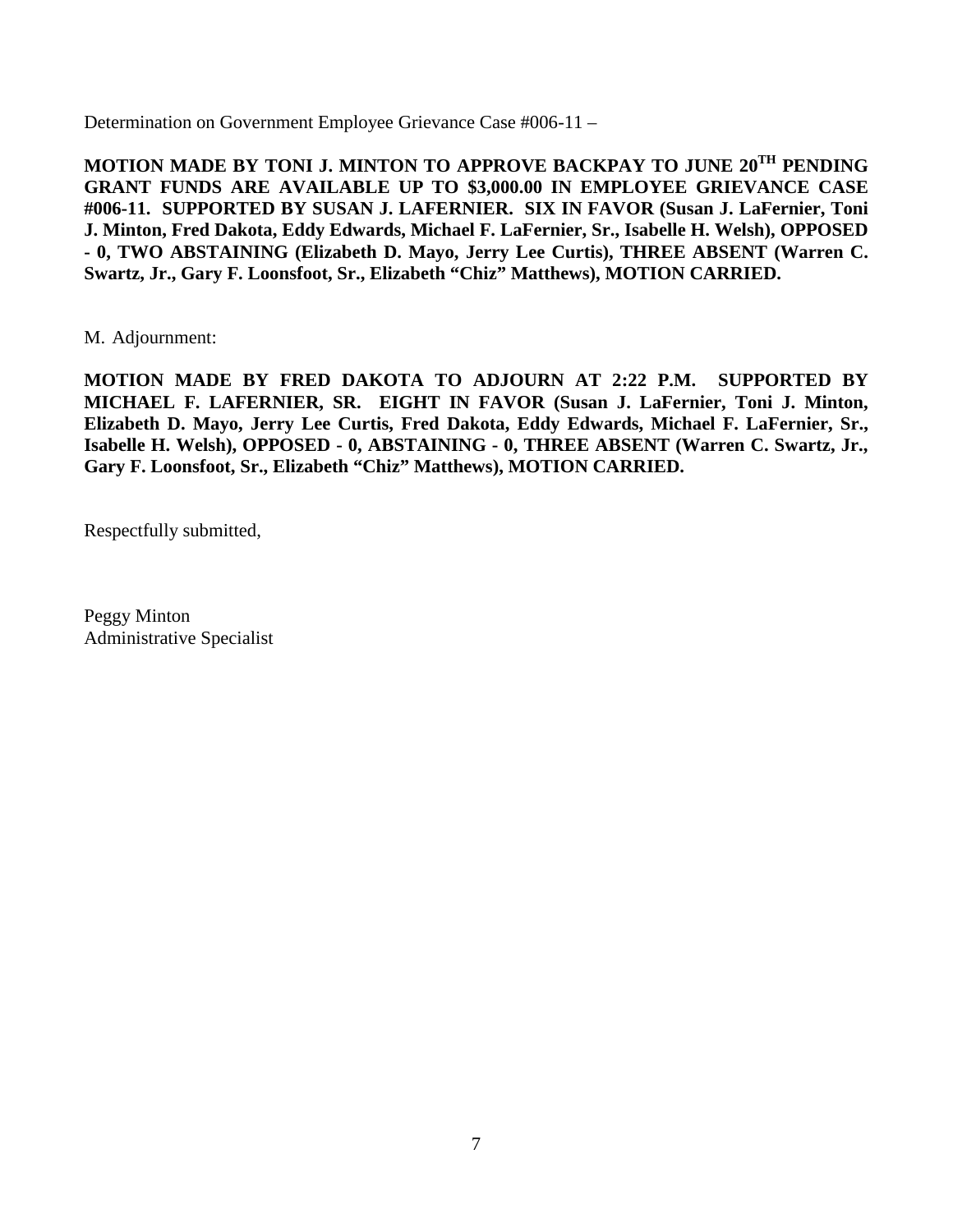Determination on Government Employee Grievance Case #006-11 –

**MOTION MADE BY TONI J. MINTON TO APPROVE BACKPAY TO JUNE 20TH PENDING GRANT FUNDS ARE AVAILABLE UP TO $3,000.00 IN EMPLOYEE GRIEVANCE CASE #006-11. SUPPORTED BY SUSAN J. LAFERNIER. SIX IN FAVOR (Susan J. LaFernier, Toni J. Minton, Fred Dakota, Eddy Edwards, Michael F. LaFernier, Sr., Isabelle H. Welsh), OPPOSED - 0, TWO ABSTAINING (Elizabeth D. Mayo, Jerry Lee Curtis), THREE ABSENT (Warren C. Swartz, Jr., Gary F. Loonsfoot, Sr., Elizabeth "Chiz" Matthews), MOTION CARRIED.**

M. Adjournment:

**MOTION MADE BY FRED DAKOTA TO ADJOURN AT 2:22 P.M. SUPPORTED BY MICHAEL F. LAFERNIER, SR. EIGHT IN FAVOR (Susan J. LaFernier, Toni J. Minton, Elizabeth D. Mayo, Jerry Lee Curtis, Fred Dakota, Eddy Edwards, Michael F. LaFernier, Sr., Isabelle H. Welsh), OPPOSED - 0, ABSTAINING - 0, THREE ABSENT (Warren C. Swartz, Jr., Gary F. Loonsfoot, Sr., Elizabeth "Chiz" Matthews), MOTION CARRIED.**

Respectfully submitted,

Peggy Minton
Administrative Specialist